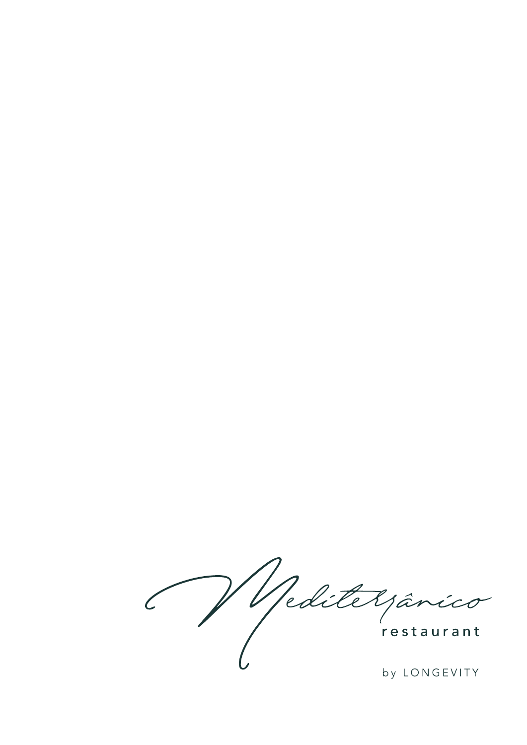# Mediterrânico

restaurant

by LONGEVITY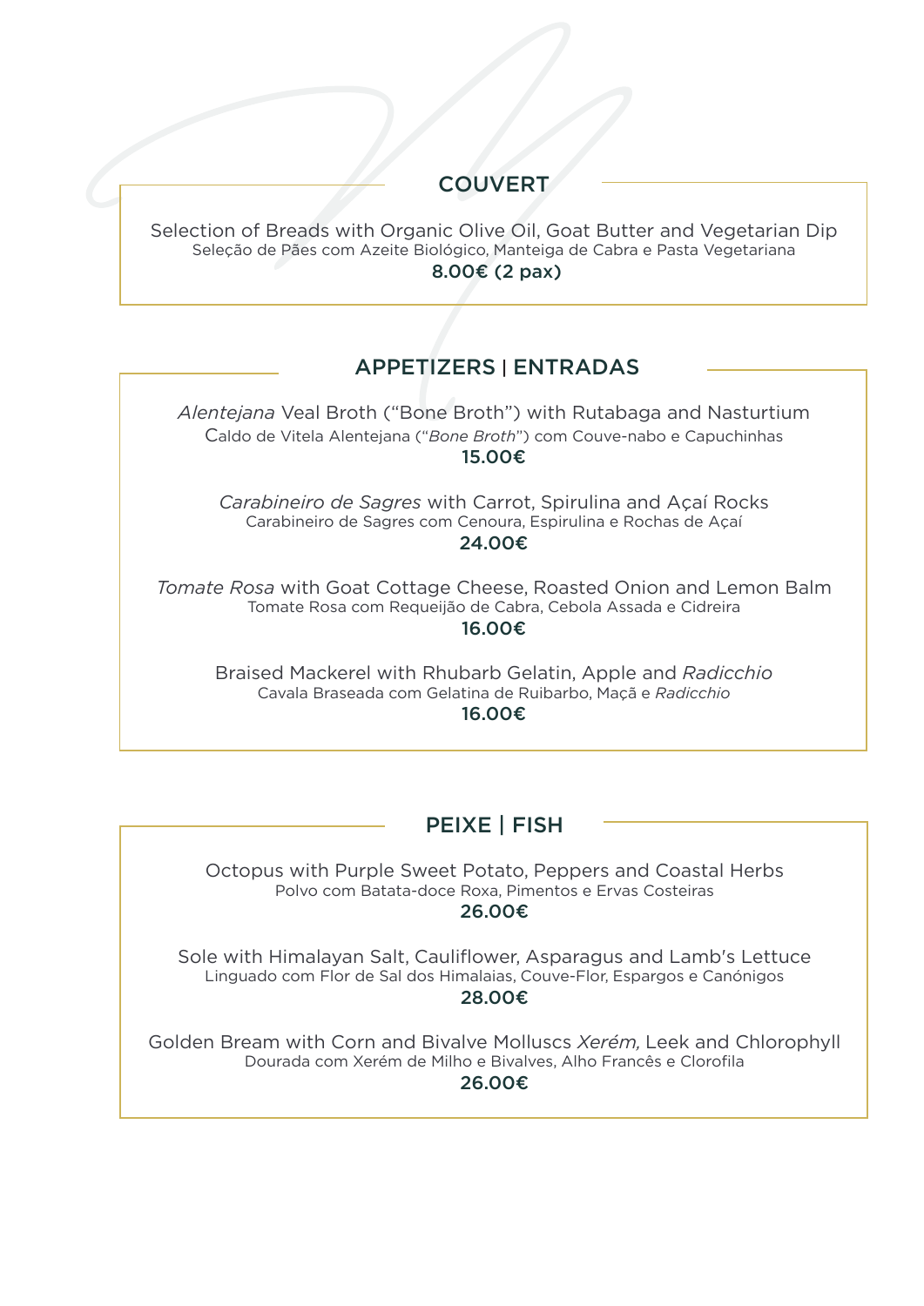## COUVERT

Selection of Breads with Organic Olive Oil, Goat Butter and Vegetarian Dip
Seleção de Pães com Azeite Biológico, Manteiga de Cabra e Pasta Vegetariana
**8.00€ (2 pax)**

## APPETIZERS | ENTRADAS

*Alentejana* Veal Broth (“Bone Broth”) with Rutabaga and Nasturtium
Caldo de Vitela Alentejana (“*Bone Broth*”) com Couve-nabo e Capuchinhas
**15.00€**

*Carabineiro de Sagres* with Carrot, Spirulina and Açaí Rocks
Carabineiro de Sagres com Cenoura, Espirulina e Rochas de Açaí
**24.00€**

*Tomate Rosa* with Goat Cottage Cheese, Roasted Onion and Lemon Balm
Tomate Rosa com Requeijão de Cabra, Cebola Assada e Cidreira
**16.00€**

Braised Mackerel with Rhubarb Gelatin, Apple and *Radicchio*
Cavala Braseada com Gelatina de Ruibarbo, Maçã e *Radicchio*
**16.00€**

## PEIXE | FISH

Octopus with Purple Sweet Potato, Peppers and Coastal Herbs
Polvo com Batata-doce Roxa, Pimentos e Ervas Costeiras
**26.00€**

Sole with Himalayan Salt, Cauliflower, Asparagus and Lamb's Lettuce
Linguado com Flor de Sal dos Himalaias, Couve-Flor, Espargos e Canónigos
**28.00€**

Golden Bream with Corn and Bivalve Molluscs *Xerém,* Leek and Chlorophyll
Dourada com Xerém de Milho e Bivalves, Alho Francês e Clorofila
**26.00€**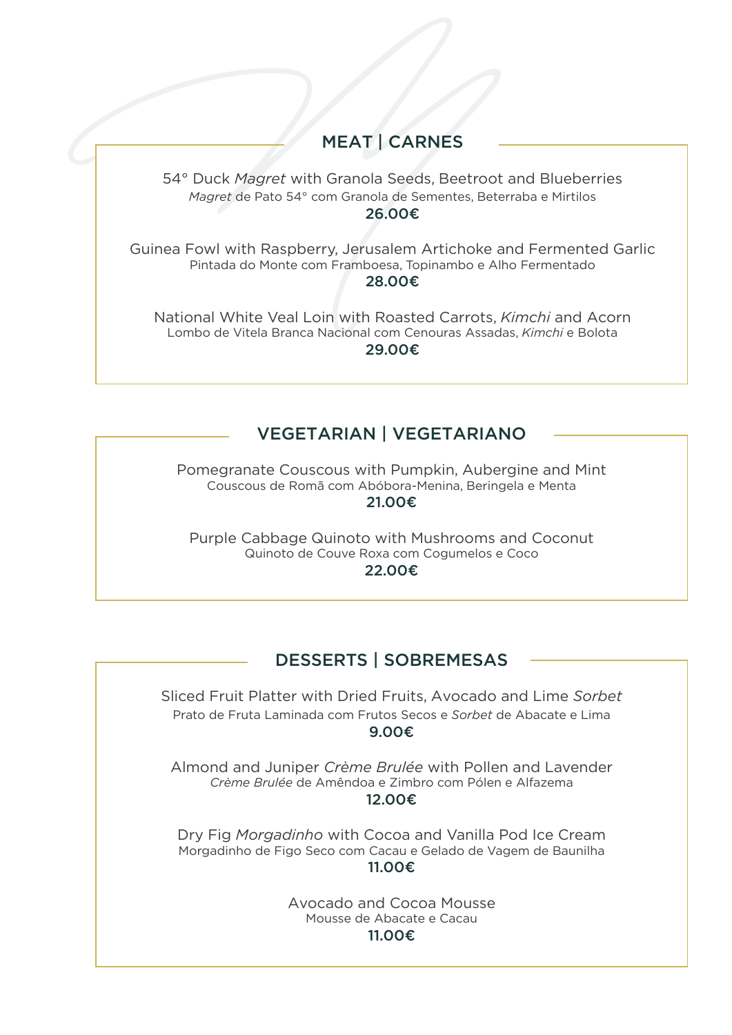## MEAT | CARNES

54° Duck *Magret* with Granola Seeds, Beetroot and Blueberries
*Magret* de Pato 54° com Granola de Sementes, Beterraba e Mirtilos
**26.00€**

Guinea Fowl with Raspberry, Jerusalem Artichoke and Fermented Garlic
Pintada do Monte com Framboesa, Topinambo e Alho Fermentado
**28.00€**

National White Veal Loin with Roasted Carrots, *Kimchi* and Acorn
Lombo de Vitela Branca Nacional com Cenouras Assadas, *Kimchi* e Bolota
**29.00€**

## VEGETARIAN | VEGETARIANO

Pomegranate Couscous with Pumpkin, Aubergine and Mint
Couscous de Romã com Abóbora-Menina, Beringela e Menta
**21.00€**

Purple Cabbage Quinoto with Mushrooms and Coconut
Quinoto de Couve Roxa com Cogumelos e Coco
**22.00€**

## DESSERTS | SOBREMESAS

Sliced Fruit Platter with Dried Fruits, Avocado and Lime *Sorbet*
Prato de Fruta Laminada com Frutos Secos e *Sorbet* de Abacate e Lima
**9.00€**

Almond and Juniper *Crème Brulée* with Pollen and Lavender
*Crème Brulée* de Amêndoa e Zimbro com Pólen e Alfazema
**12.00€**

Dry Fig *Morgadinho* with Cocoa and Vanilla Pod Ice Cream
Morgadinho de Figo Seco com Cacau e Gelado de Vagem de Baunilha
**11.00€**

Avocado and Cocoa Mousse
Mousse de Abacate e Cacau
**11.00€**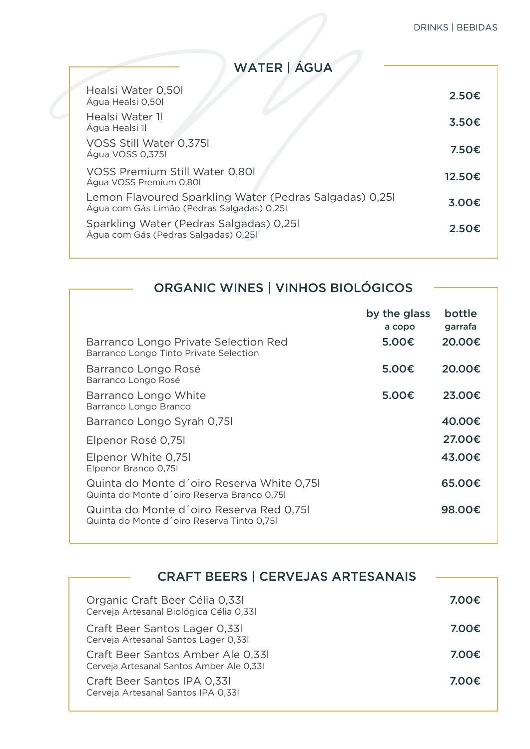## WATER | ÁGUA

| Item | Price |
|---|---|
| Healsi Water 0,50l<br>Água Healsi 0,50l | 2.50€ |
| Healsi Water 1l<br>Água Healsi 1l | 3.50€ |
| VOSS Still Water 0,375l<br>Água VOSS 0,375l | 7.50€ |
| VOSS Premium Still Water 0,80l<br>Água VOSS Premium 0,80l | 12.50€ |
| Lemon Flavoured Sparkling Water (Pedras Salgadas) 0,25l<br>Água com Gás Limão (Pedras Salgadas) 0,25l | 3.00€ |
| Sparkling Water (Pedras Salgadas) 0,25l<br>Água com Gás (Pedras Salgadas) 0,25l | 2.50€ |

## ORGANIC WINES | VINHOS BIOLÓGICOS

| | by the glass<br>a copo | bottle<br>garrafa |
|---|---|---|
| Barranco Longo Private Selection Red<br>Barranco Longo Tinto Private Selection | 5.00€ | 20.00€ |
| Barranco Longo Rosé<br>Barranco Longo Rosé | 5.00€ | 20.00€ |
| Barranco Longo White<br>Barranco Longo Branco | 5.00€ | 23.00€ |
| Barranco Longo Syrah 0,75l | | 40.00€ |
| Elpenor Rosé 0,75l | | 27.00€ |
| Elpenor White 0,75l<br>Elpenor Branco 0,75l | | 43.00€ |
| Quinta do Monte d´oiro Reserva White 0,75l<br>Quinta do Monte d´oiro Reserva Branco 0,75l | | 65.00€ |
| Quinta do Monte d´oiro Reserva Red 0,75l<br>Quinta do Monte d´oiro Reserva Tinto 0,75l | | 98.00€ |

## CRAFT BEERS | CERVEJAS ARTESANAIS

| Item | Price |
|---|---|
| Organic Craft Beer Célia 0,33l<br>Cerveja Artesanal Biológica Célia 0,33l | 7.00€ |
| Craft Beer Santos Lager 0,33l<br>Cerveja Artesanal Santos Lager 0,33l | 7.00€ |
| Craft Beer Santos Amber Ale 0,33l<br>Cerveja Artesanal Santos Amber Ale 0,33l | 7.00€ |
| Craft Beer Santos IPA 0,33l<br>Cerveja Artesanal Santos IPA 0,33l | 7.00€ |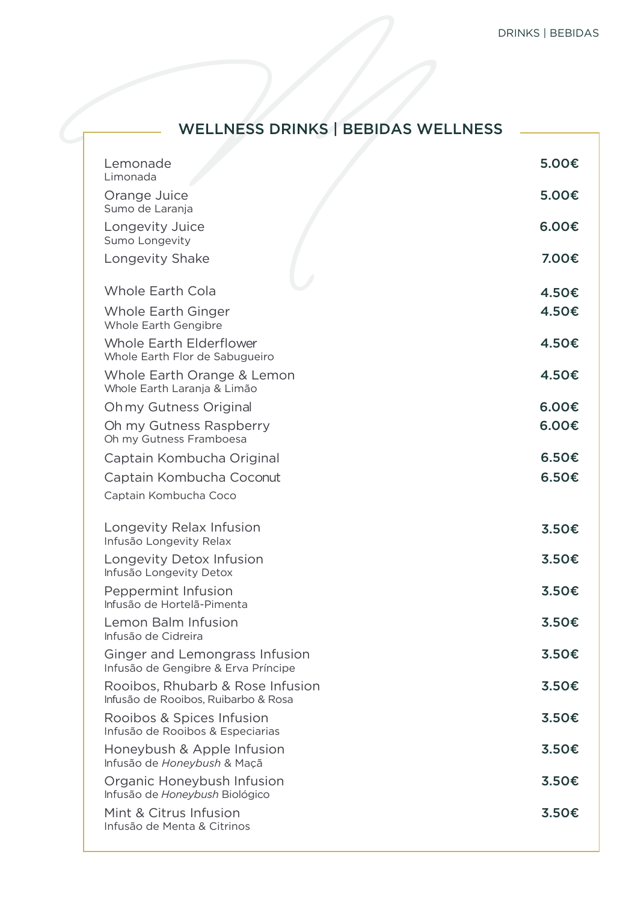## WELLNESS DRINKS | BEBIDAS WELLNESS

| Item | Price |
|---|---|
| Lemonade<br>Limonada | 5.00€ |
| Orange Juice<br>Sumo de Laranja | 5.00€ |
| Longevity Juice<br>Sumo Longevity | 6.00€ |
| Longevity Shake | 7.00€ |
| Whole Earth Cola | 4.50€ |
| Whole Earth Ginger<br>Whole Earth Gengibre | 4.50€ |
| Whole Earth Elderflower<br>Whole Earth Flor de Sabugueiro | 4.50€ |
| Whole Earth Orange & Lemon<br>Whole Earth Laranja & Limão | 4.50€ |
| Oh my Gutness Original | 6.00€ |
| Oh my Gutness Raspberry<br>Oh my Gutness Framboesa | 6.00€ |
| Captain Kombucha Original | 6.50€ |
| Captain Kombucha Coconut<br>Captain Kombucha Coco | 6.50€ |
| Longevity Relax Infusion<br>Infusão Longevity Relax | 3.50€ |
| Longevity Detox Infusion<br>Infusão Longevity Detox | 3.50€ |
| Peppermint Infusion<br>Infusão de Hortelã-Pimenta | 3.50€ |
| Lemon Balm Infusion<br>Infusão de Cidreira | 3.50€ |
| Ginger and Lemongrass Infusion<br>Infusão de Gengibre & Erva Príncipe | 3.50€ |
| Rooibos, Rhubarb & Rose Infusion<br>Infusão de Rooibos, Ruibarbo & Rosa | 3.50€ |
| Rooibos & Spices Infusion<br>Infusão de Rooibos & Especiarias | 3.50€ |
| Honeybush & Apple Infusion<br>Infusão de *Honeybush* & Maçã | 3.50€ |
| Organic Honeybush Infusion<br>Infusão de *Honeybush* Biológico | 3.50€ |
| Mint & Citrus Infusion<br>Infusão de Menta & Citrinos | 3.50€ |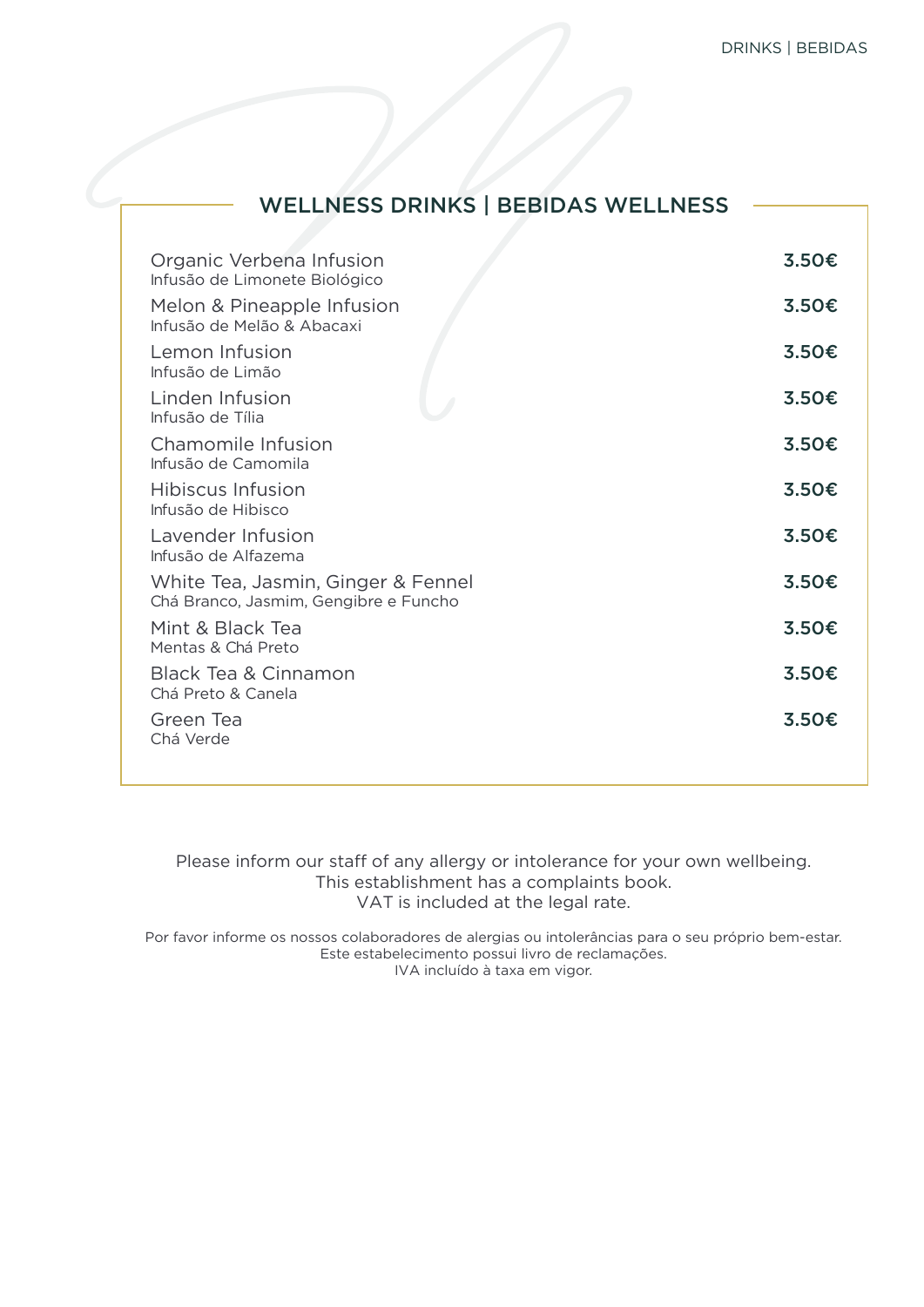## WELLNESS DRINKS | BEBIDAS WELLNESS

| Item | Price |
| --- | --- |
| Organic Verbena Infusion<br>Infusão de Limonete Biológico | **3.50€** |
| Melon & Pineapple Infusion<br>Infusão de Melão & Abacaxi | **3.50€** |
| Lemon Infusion<br>Infusão de Limão | **3.50€** |
| Linden Infusion<br>Infusão de Tília | **3.50€** |
| Chamomile Infusion<br>Infusão de Camomila | **3.50€** |
| Hibiscus Infusion<br>Infusão de Hibisco | **3.50€** |
| Lavender Infusion<br>Infusão de Alfazema | **3.50€** |
| White Tea, Jasmin, Ginger & Fennel<br>Chá Branco, Jasmim, Gengibre e Funcho | **3.50€** |
| Mint & Black Tea<br>Mentas & Chá Preto | **3.50€** |
| Black Tea & Cinnamon<br>Chá Preto & Canela | **3.50€** |
| Green Tea<br>Chá Verde | **3.50€** |

Please inform our staff of any allergy or intolerance for your own wellbeing.
This establishment has a complaints book.
VAT is included at the legal rate.

Por favor informe os nossos colaboradores de alergias ou intolerâncias para o seu próprio bem-estar.
Este estabelecimento possui livro de reclamações.
IVA incluído à taxa em vigor.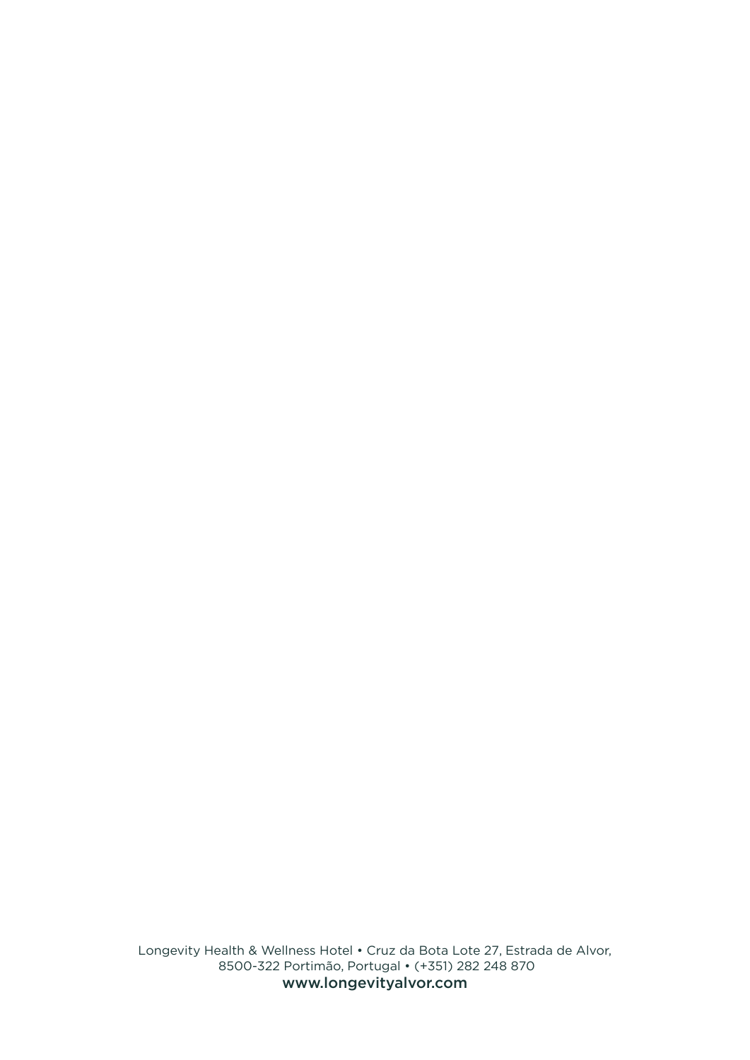Longevity Health & Wellness Hotel • Cruz da Bota Lote 27, Estrada de Alvor, 8500-322 Portimão, Portugal • (+351) 282 248 870

www.longevityalvor.com